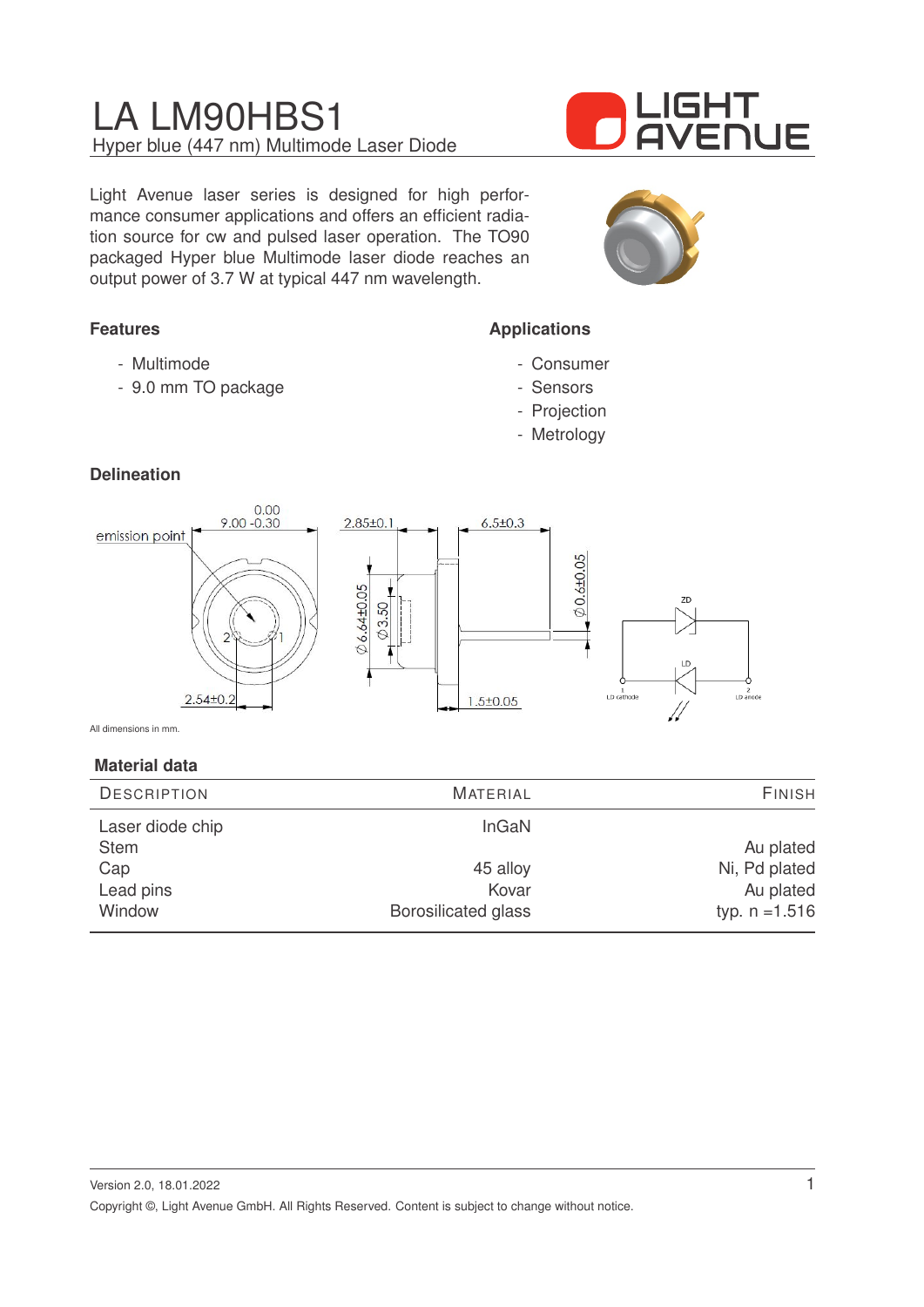# LA LM90HBS1

Hyper blue (447 nm) Multimode Laser Diode

Light Avenue laser series is designed for high performance consumer applications and offers an efficient radiation source for cw and pulsed laser operation. The TO90 packaged Hyper blue Multimode laser diode reaches an output power of 3.7 W at typical 447 nm wavelength.

### Features

- Multimode
- 9.0 mm TO package

### Applications

- Consumer
- Sensors
- Projection
- Metrology

### Delineation

All dimensions in mm.

### Material data

| Description | Material | Finish |
|---|---|---|
| Laser diode chip | InGaN | |
| Stem | | Au plated |
| Cap | 45 alloy | Ni, Pd plated |
| Lead pins | Kovar | Au plated |
| Window | Borosilicated glass | typ. n =1.516 |

Version 2.0, 18.01.2022

Copyright ©, Light Avenue GmbH. All Rights Reserved. Content is subject to change without notice.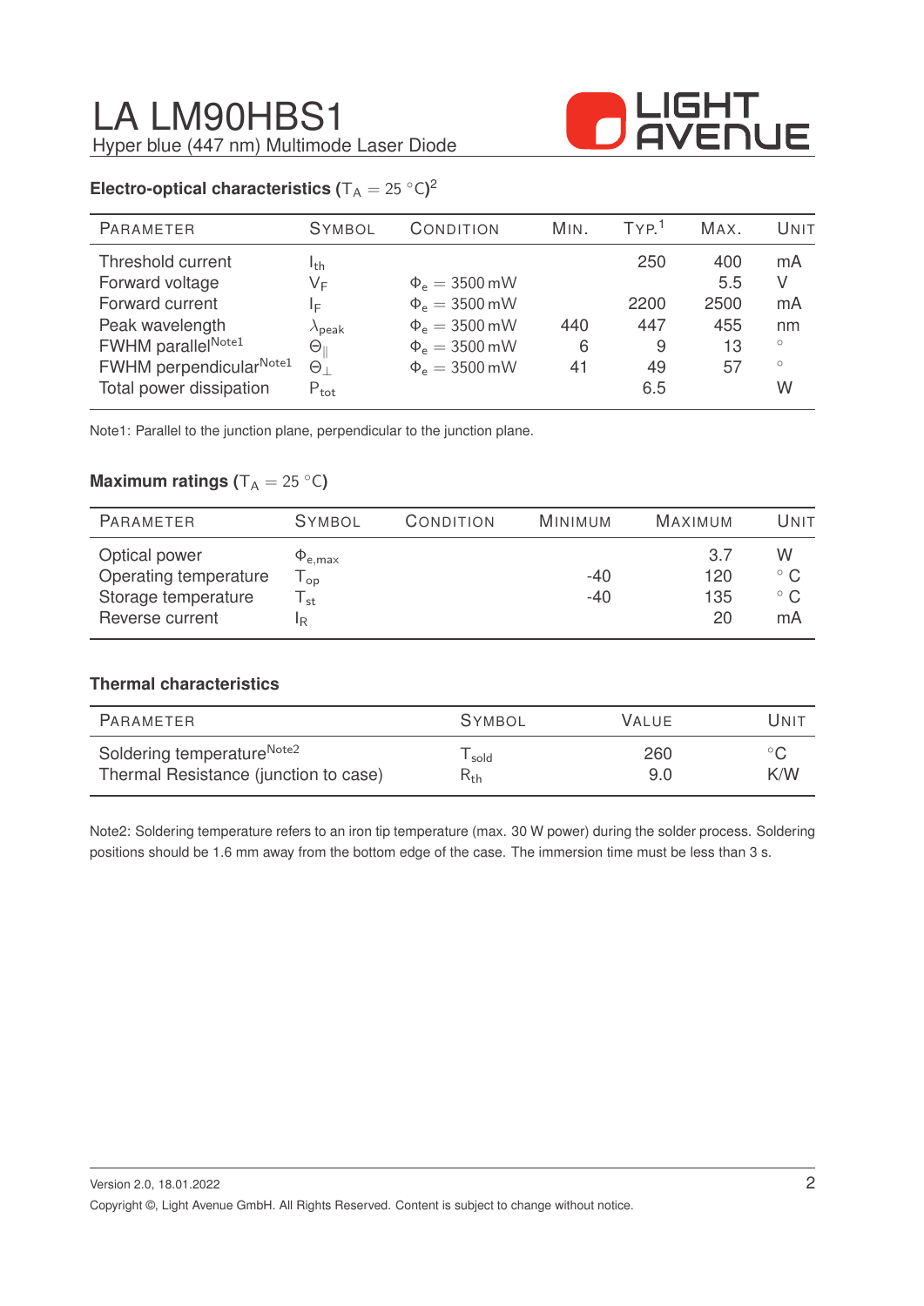# LA LM90HBS1

Hyper blue (447 nm) Multimode Laser Diode

## Electro-optical characteristics ($T_A = 25\ °C$)[2]

| Parameter | Symbol | Condition | Min. | Typ.[1] | Max. | Unit |
|---|---|---|---|---|---|---|
| Threshold current | $I_{th}$ | | | 250 | 400 | mA |
| Forward voltage | $V_F$ | $\Phi_e = 3500\,mW$ | | | 5.5 | V |
| Forward current | $I_F$ | $\Phi_e = 3500\,mW$ | | 2200 | 2500 | mA |
| Peak wavelength | $\lambda_{peak}$ | $\Phi_e = 3500\,mW$ | 440 | 447 | 455 | nm |
| FWHM parallel[Note1] | $\Theta_{\parallel}$ | $\Phi_e = 3500\,mW$ | 6 | 9 | 13 | ° |
| FWHM perpendicular[Note1] | $\Theta_{\perp}$ | $\Phi_e = 3500\,mW$ | 41 | 49 | 57 | ° |
| Total power dissipation | $P_{tot}$ | | | 6.5 | | W |

Note1: Parallel to the junction plane, perpendicular to the junction plane.

## Maximum ratings ($T_A = 25\ °C$)

| Parameter | Symbol | Condition | Minimum | Maximum | Unit |
|---|---|---|---|---|---|
| Optical power | $\Phi_{e,max}$ | | | 3.7 | W |
| Operating temperature | $T_{op}$ | | -40 | 120 | ° C |
| Storage temperature | $T_{st}$ | | -40 | 135 | ° C |
| Reverse current | $I_R$ | | | 20 | mA |

## Thermal characteristics

| Parameter | Symbol | Value | Unit |
|---|---|---|---|
| Soldering temperature[Note2] | $T_{sold}$ | 260 | °C |
| Thermal Resistance (junction to case) | $R_{th}$ | 9.0 | K/W |

Note2: Soldering temperature refers to an iron tip temperature (max. 30 W power) during the solder process. Soldering positions should be 1.6 mm away from the bottom edge of the case. The immersion time must be less than 3 s.

Version 2.0, 18.01.2022

Copyright ©, Light Avenue GmbH. All Rights Reserved. Content is subject to change without notice.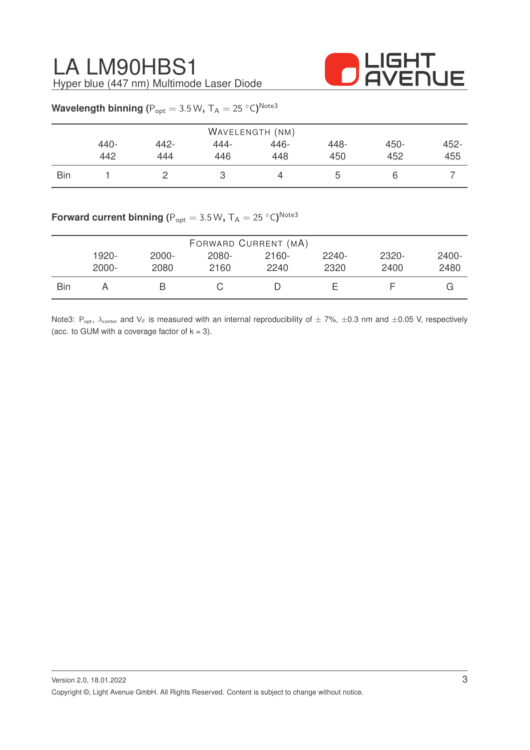**Wavelength binning** ($P_{opt} = 3.5\,\text{W}$, $T_A = 25\,°\text{C}$)[Note3]

| | Wavelength (nm) | | | | | | |
|---|---|---|---|---|---|---|---|
| | 440-442 | 442-444 | 444-446 | 446-448 | 448-450 | 450-452 | 452-455 |
| Bin | 1 | 2 | 3 | 4 | 5 | 6 | 7 |

**Forward current binning** ($P_{opt} = 3.5\,\text{W}$, $T_A = 25\,°\text{C}$)[Note3]

| | Forward Current (mA) | | | | | | |
|---|---|---|---|---|---|---|---|
| | 1920-2000- | 2000-2080 | 2080-2160 | 2160-2240 | 2240-2320 | 2320-2400 | 2400-2480 |
| Bin | A | B | C | D | E | F | G |

Note3: $P_{opt}$, $\lambda_{center}$ and $V_F$ is measured with an internal reproducibility of $\pm$ 7%, $\pm$0.3 nm and $\pm$0.05 V, respectively (acc. to GUM with a coverage factor of k = 3).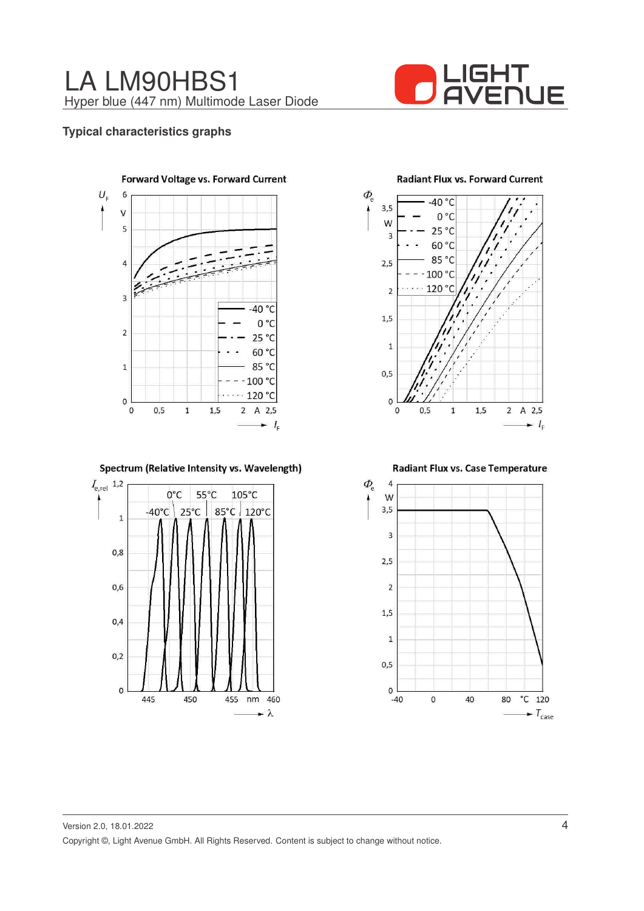## Typical characteristics graphs

**Forward Voltage vs. Forward Current**

**Radiant Flux vs. Forward Current**

**Spectrum (Relative Intensity vs. Wavelength)**

**Radiant Flux vs. Case Temperature**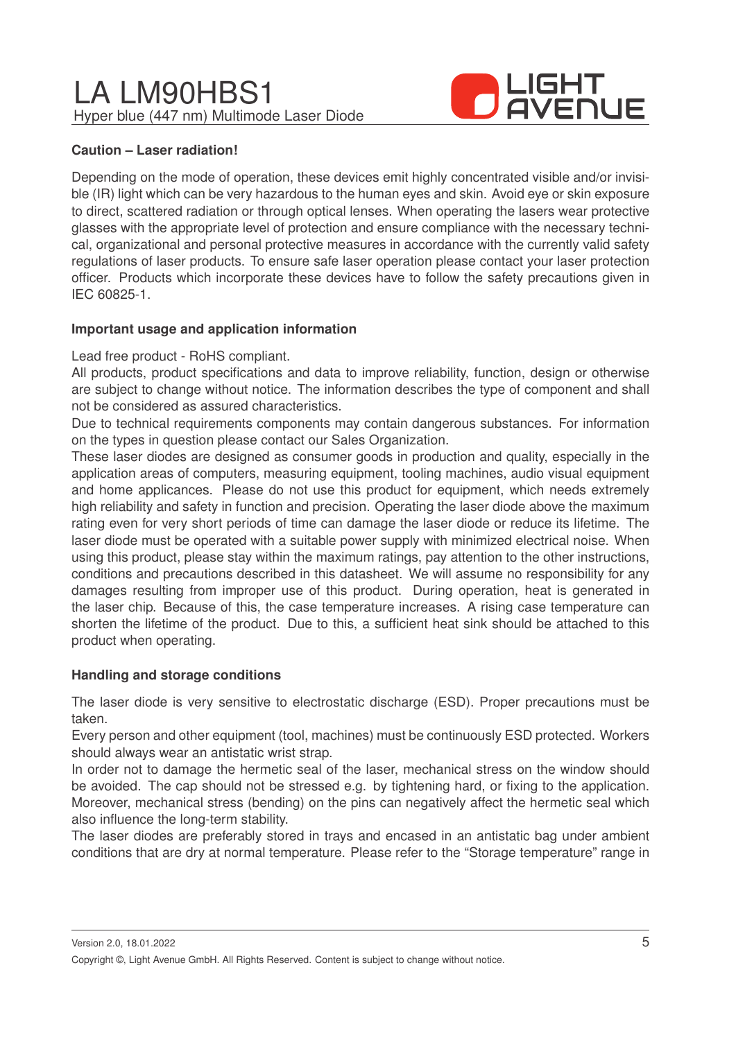**Caution – Laser radiation!**

Depending on the mode of operation, these devices emit highly concentrated visible and/or invisible (IR) light which can be very hazardous to the human eyes and skin. Avoid eye or skin exposure to direct, scattered radiation or through optical lenses. When operating the lasers wear protective glasses with the appropriate level of protection and ensure compliance with the necessary technical, organizational and personal protective measures in accordance with the currently valid safety regulations of laser products. To ensure safe laser operation please contact your laser protection officer. Products which incorporate these devices have to follow the safety precautions given in IEC 60825-1.

**Important usage and application information**

Lead free product - RoHS compliant.
All products, product specifications and data to improve reliability, function, design or otherwise are subject to change without notice. The information describes the type of component and shall not be considered as assured characteristics.
Due to technical requirements components may contain dangerous substances. For information on the types in question please contact our Sales Organization.
These laser diodes are designed as consumer goods in production and quality, especially in the application areas of computers, measuring equipment, tooling machines, audio visual equipment and home applicances. Please do not use this product for equipment, which needs extremely high reliability and safety in function and precision. Operating the laser diode above the maximum rating even for very short periods of time can damage the laser diode or reduce its lifetime. The laser diode must be operated with a suitable power supply with minimized electrical noise. When using this product, please stay within the maximum ratings, pay attention to the other instructions, conditions and precautions described in this datasheet. We will assume no responsibility for any damages resulting from improper use of this product. During operation, heat is generated in the laser chip. Because of this, the case temperature increases. A rising case temperature can shorten the lifetime of the product. Due to this, a sufficient heat sink should be attached to this product when operating.

**Handling and storage conditions**

The laser diode is very sensitive to electrostatic discharge (ESD). Proper precautions must be taken.
Every person and other equipment (tool, machines) must be continuously ESD protected. Workers should always wear an antistatic wrist strap.
In order not to damage the hermetic seal of the laser, mechanical stress on the window should be avoided. The cap should not be stressed e.g. by tightening hard, or fixing to the application. Moreover, mechanical stress (bending) on the pins can negatively affect the hermetic seal which also influence the long-term stability.
The laser diodes are preferably stored in trays and encased in an antistatic bag under ambient conditions that are dry at normal temperature. Please refer to the "Storage temperature" range in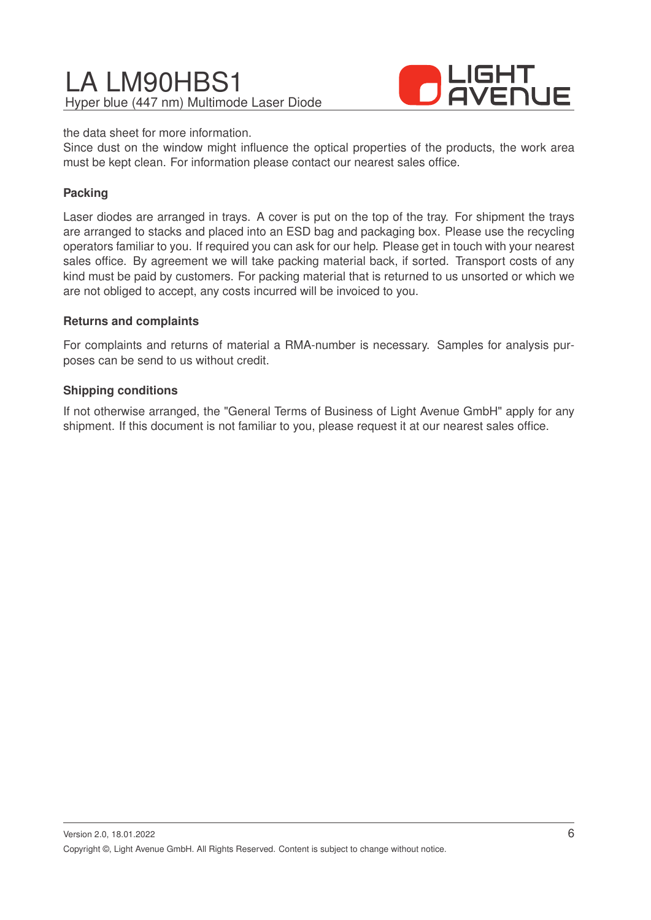the data sheet for more information.

Since dust on the window might influence the optical properties of the products, the work area must be kept clean. For information please contact our nearest sales office.

**Packing**

Laser diodes are arranged in trays. A cover is put on the top of the tray. For shipment the trays are arranged to stacks and placed into an ESD bag and packaging box. Please use the recycling operators familiar to you. If required you can ask for our help. Please get in touch with your nearest sales office. By agreement we will take packing material back, if sorted. Transport costs of any kind must be paid by customers. For packing material that is returned to us unsorted or which we are not obliged to accept, any costs incurred will be invoiced to you.

**Returns and complaints**

For complaints and returns of material a RMA-number is necessary. Samples for analysis purposes can be send to us without credit.

**Shipping conditions**

If not otherwise arranged, the "General Terms of Business of Light Avenue GmbH" apply for any shipment. If this document is not familiar to you, please request it at our nearest sales office.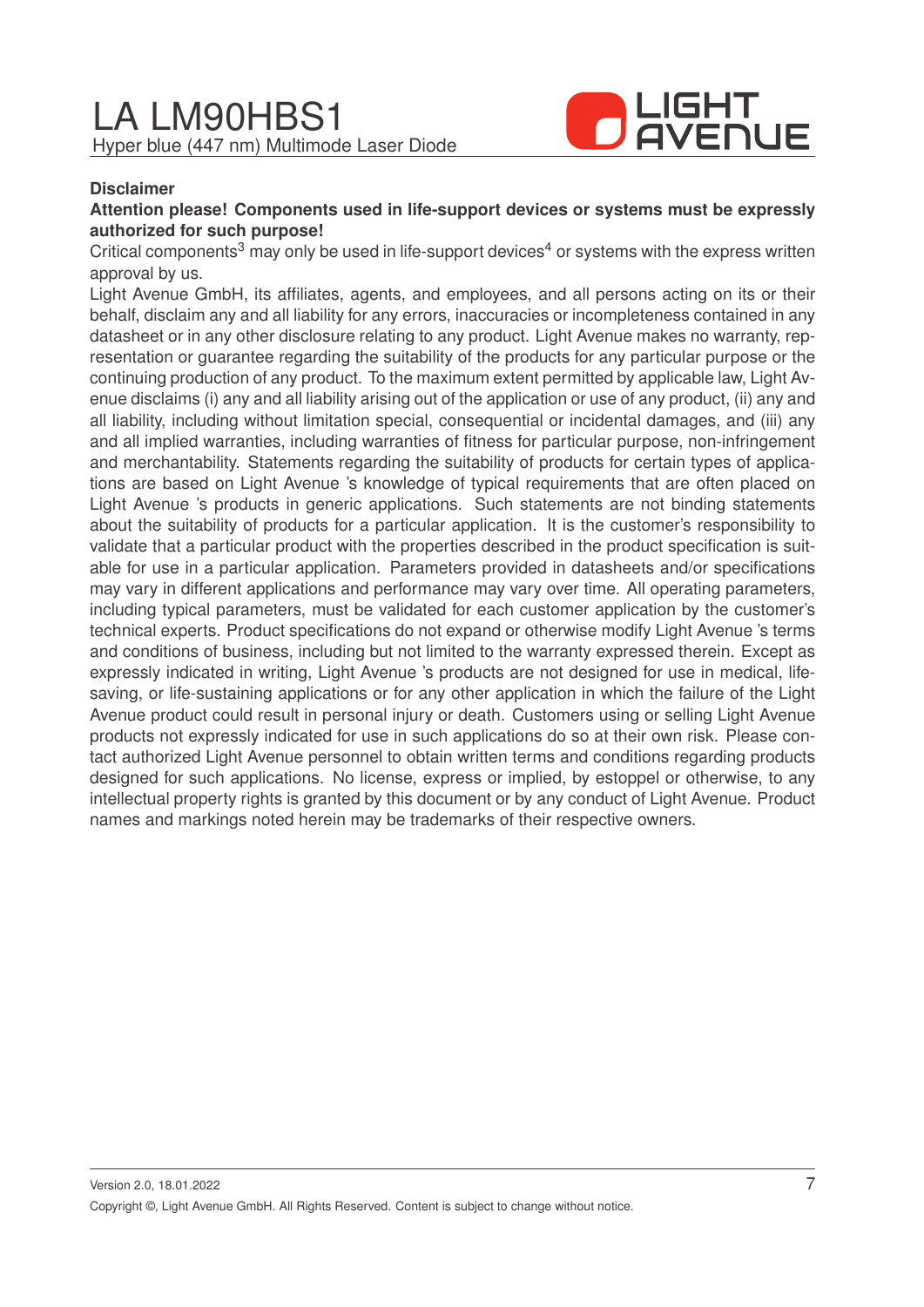## Disclaimer

**Attention please! Components used in life-support devices or systems must be expressly authorized for such purpose!**

Critical components[3] may only be used in life-support devices[4] or systems with the express written approval by us.

Light Avenue GmbH, its affiliates, agents, and employees, and all persons acting on its or their behalf, disclaim any and all liability for any errors, inaccuracies or incompleteness contained in any datasheet or in any other disclosure relating to any product. Light Avenue makes no warranty, representation or guarantee regarding the suitability of the products for any particular purpose or the continuing production of any product. To the maximum extent permitted by applicable law, Light Avenue disclaims (i) any and all liability arising out of the application or use of any product, (ii) any and all liability, including without limitation special, consequential or incidental damages, and (iii) any and all implied warranties, including warranties of fitness for particular purpose, non-infringement and merchantability. Statements regarding the suitability of products for certain types of applications are based on Light Avenue 's knowledge of typical requirements that are often placed on Light Avenue 's products in generic applications. Such statements are not binding statements about the suitability of products for a particular application. It is the customer's responsibility to validate that a particular product with the properties described in the product specification is suitable for use in a particular application. Parameters provided in datasheets and/or specifications may vary in different applications and performance may vary over time. All operating parameters, including typical parameters, must be validated for each customer application by the customer's technical experts. Product specifications do not expand or otherwise modify Light Avenue 's terms and conditions of business, including but not limited to the warranty expressed therein. Except as expressly indicated in writing, Light Avenue 's products are not designed for use in medical, life-saving, or life-sustaining applications or for any other application in which the failure of the Light Avenue product could result in personal injury or death. Customers using or selling Light Avenue products not expressly indicated for use in such applications do so at their own risk. Please contact authorized Light Avenue personnel to obtain written terms and conditions regarding products designed for such applications. No license, express or implied, by estoppel or otherwise, to any intellectual property rights is granted by this document or by any conduct of Light Avenue. Product names and markings noted herein may be trademarks of their respective owners.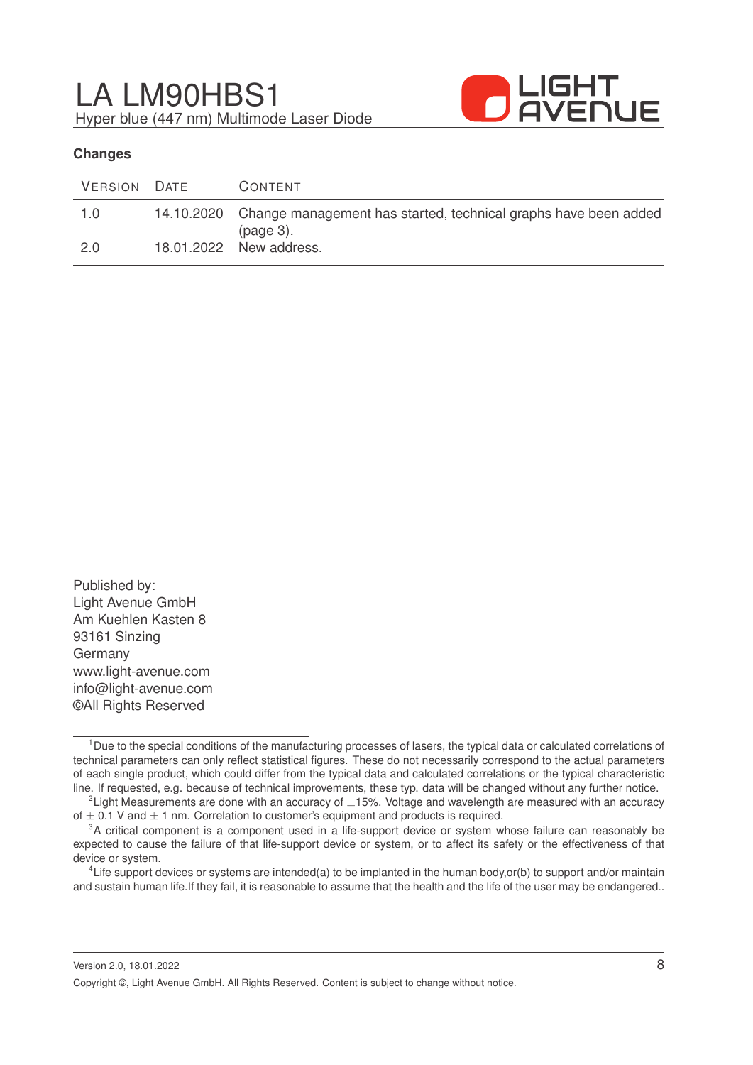## Changes

| Version | Date | Content |
|---|---|---|
| 1.0 | 14.10.2020 | Change management has started, technical graphs have been added (page 3). |
| 2.0 | 18.01.2022 | New address. |

Published by:
Light Avenue GmbH
Am Kuehlen Kasten 8
93161 Sinzing
Germany
www.light-avenue.com
info@light-avenue.com
©All Rights Reserved

[1] Due to the special conditions of the manufacturing processes of lasers, the typical data or calculated correlations of technical parameters can only reflect statistical figures. These do not necessarily correspond to the actual parameters of each single product, which could differ from the typical data and calculated correlations or the typical characteristic line. If requested, e.g. because of technical improvements, these typ. data will be changed without any further notice.

[2] Light Measurements are done with an accuracy of $\pm$15%. Voltage and wavelength are measured with an accuracy of $\pm$ 0.1 V and $\pm$ 1 nm. Correlation to customer's equipment and products is required.

[3] A critical component is a component used in a life-support device or system whose failure can reasonably be expected to cause the failure of that life-support device or system, or to affect its safety or the effectiveness of that device or system.

[4] Life support devices or systems are intended(a) to be implanted in the human body,or(b) to support and/or maintain and sustain human life.If they fail, it is reasonable to assume that the health and the life of the user may be endangered..

Copyright ©, Light Avenue GmbH. All Rights Reserved. Content is subject to change without notice.